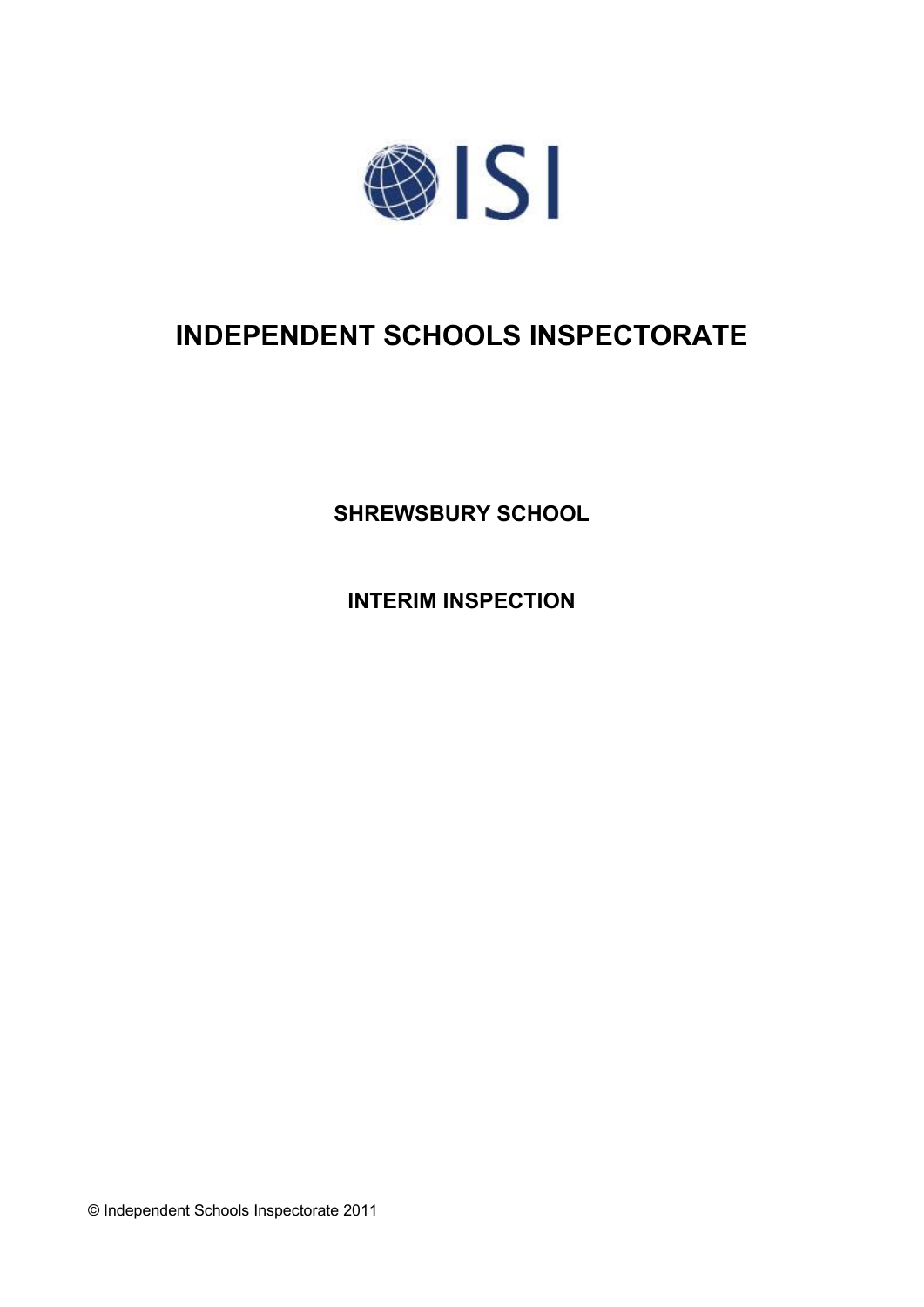ISI

# INDEPENDENT SCHOOLS INSPECTORATE

## SHREWSBURY SCHOOL

## INTERIM INSPECTION

© Independent Schools Inspectorate 2011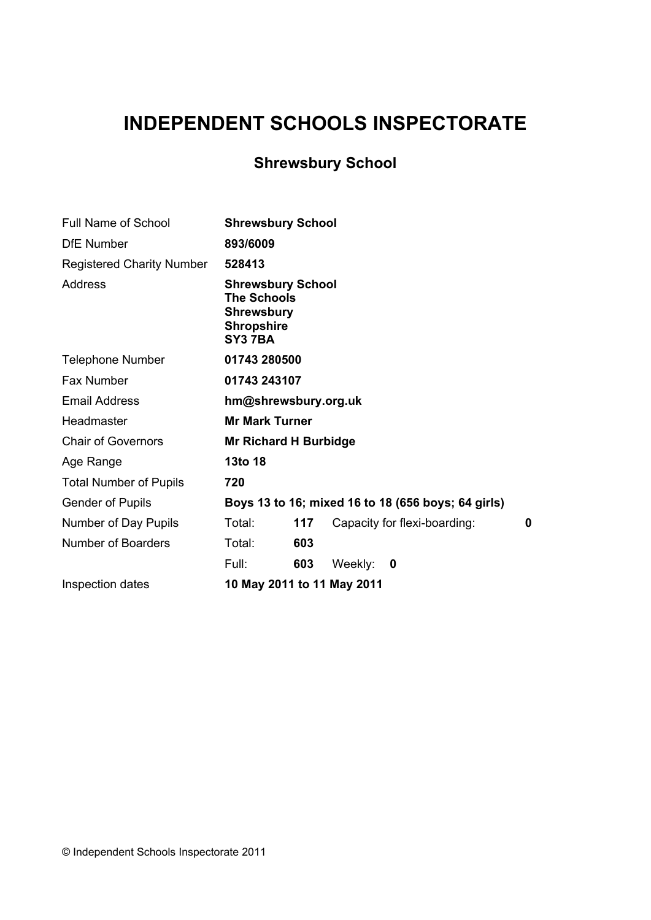# INDEPENDENT SCHOOLS INSPECTORATE

## Shrewsbury School

| | | | | |
|---|---|---|---|---|
| Full Name of School | **Shrewsbury School** | | | |
| DfE Number | **893/6009** | | | |
| Registered Charity Number | **528413** | | | |
| Address | **Shrewsbury School**<br>**The Schools**<br>**Shrewsbury**<br>**Shropshire**<br>**SY3 7BA** | | | |
| Telephone Number | **01743 280500** | | | |
| Fax Number | **01743 243107** | | | |
| Email Address | **hm@shrewsbury.org.uk** | | | |
| Headmaster | **Mr Mark Turner** | | | |
| Chair of Governors | **Mr Richard H Burbidge** | | | |
| Age Range | **13to 18** | | | |
| Total Number of Pupils | **720** | | | |
| Gender of Pupils | **Boys 13 to 16; mixed 16 to 18 (656 boys; 64 girls)** | | | |
| Number of Day Pupils | Total: | **117** | Capacity for flexi-boarding: | **0** |
| Number of Boarders | Total: | **603** | | |
| | Full: | **603** | Weekly: **0** | |
| Inspection dates | **10 May 2011 to 11 May 2011** | | | |

© Independent Schools Inspectorate 2011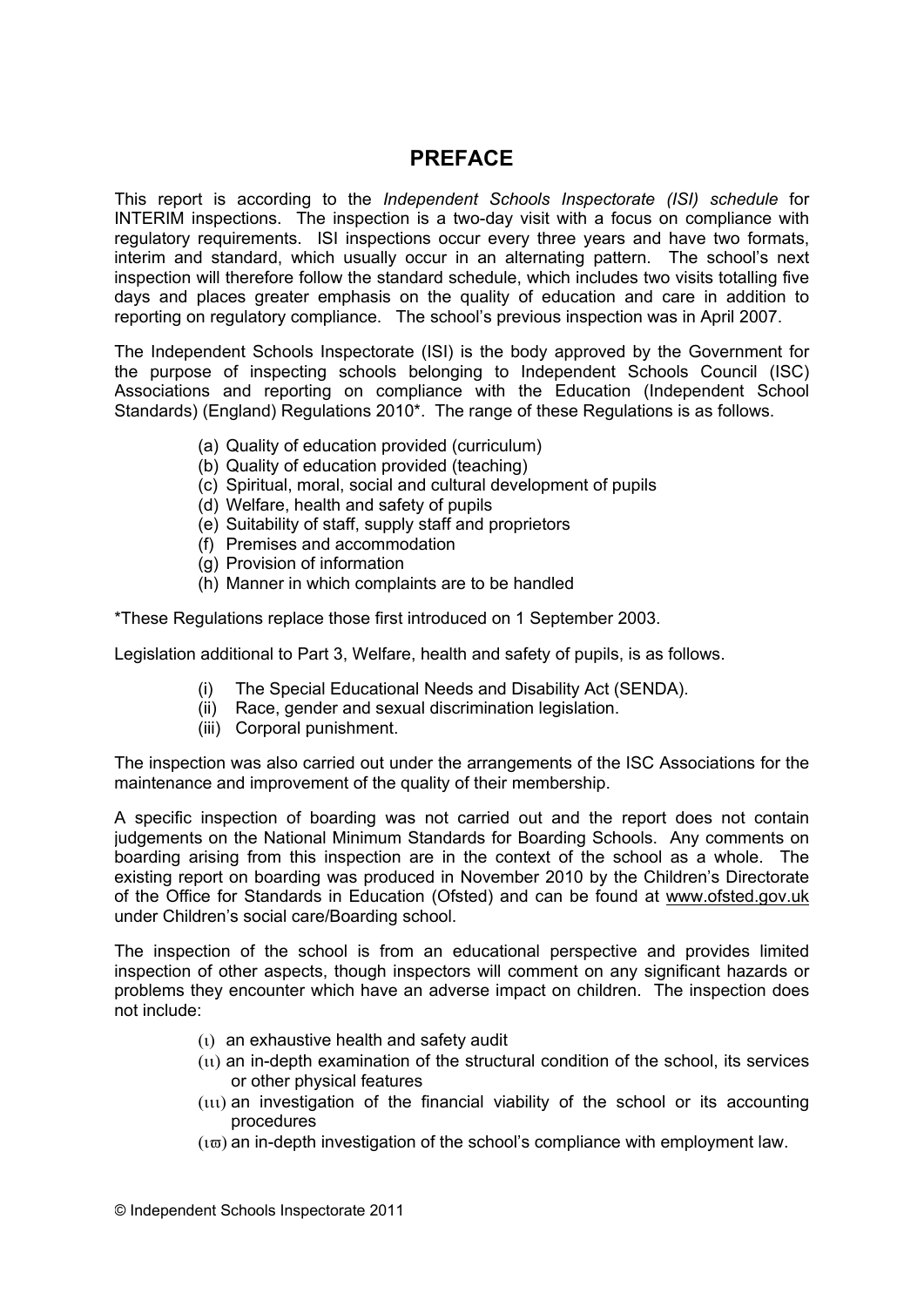## PREFACE

This report is according to the *Independent Schools Inspectorate (ISI) schedule* for INTERIM inspections. The inspection is a two-day visit with a focus on compliance with regulatory requirements. ISI inspections occur every three years and have two formats, interim and standard, which usually occur in an alternating pattern. The school's next inspection will therefore follow the standard schedule, which includes two visits totalling five days and places greater emphasis on the quality of education and care in addition to reporting on regulatory compliance. The school's previous inspection was in April 2007.

The Independent Schools Inspectorate (ISI) is the body approved by the Government for the purpose of inspecting schools belonging to Independent Schools Council (ISC) Associations and reporting on compliance with the Education (Independent School Standards) (England) Regulations 2010*. The range of these Regulations is as follows.

(a) Quality of education provided (curriculum)
(b) Quality of education provided (teaching)
(c) Spiritual, moral, social and cultural development of pupils
(d) Welfare, health and safety of pupils
(e) Suitability of staff, supply staff and proprietors
(f) Premises and accommodation
(g) Provision of information
(h) Manner in which complaints are to be handled

*These Regulations replace those first introduced on 1 September 2003.

Legislation additional to Part 3, Welfare, health and safety of pupils, is as follows.

(i) The Special Educational Needs and Disability Act (SENDA).
(ii) Race, gender and sexual discrimination legislation.
(iii) Corporal punishment.

The inspection was also carried out under the arrangements of the ISC Associations for the maintenance and improvement of the quality of their membership.

A specific inspection of boarding was not carried out and the report does not contain judgements on the National Minimum Standards for Boarding Schools. Any comments on boarding arising from this inspection are in the context of the school as a whole. The existing report on boarding was produced in November 2010 by the Children's Directorate of the Office for Standards in Education (Ofsted) and can be found at www.ofsted.gov.uk under Children's social care/Boarding school.

The inspection of the school is from an educational perspective and provides limited inspection of other aspects, though inspectors will comment on any significant hazards or problems they encounter which have an adverse impact on children. The inspection does not include:

(i) an exhaustive health and safety audit
(ii) an in-depth examination of the structural condition of the school, its services or other physical features
(iii) an investigation of the financial viability of the school or its accounting procedures
(iv) an in-depth investigation of the school's compliance with employment law.

© Independent Schools Inspectorate 2011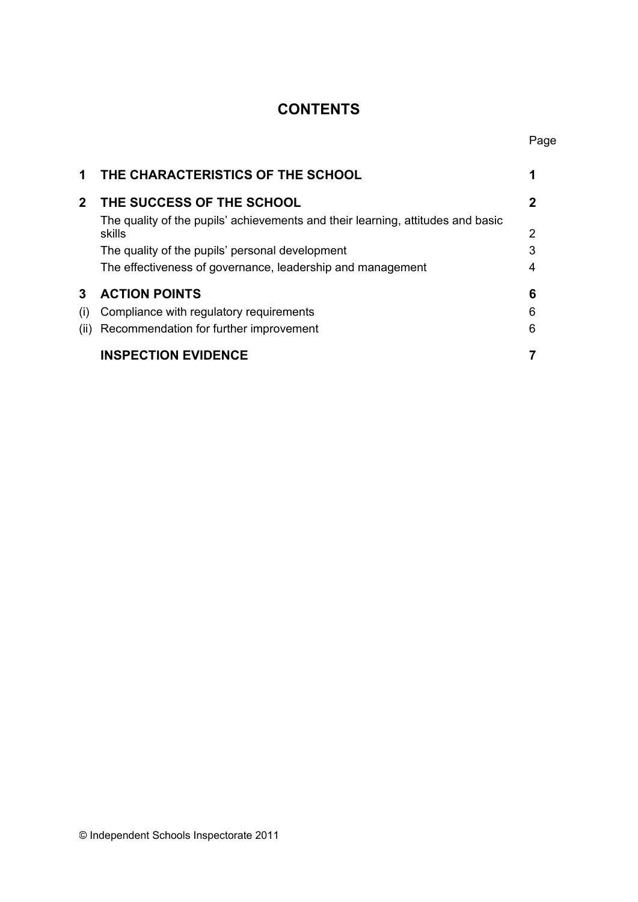# CONTENTS

| | | Page |
|---|---|---|
| **1** | **THE CHARACTERISTICS OF THE SCHOOL** | **1** |
| **2** | **THE SUCCESS OF THE SCHOOL** | **2** |
| | The quality of the pupils' achievements and their learning, attitudes and basic skills | 2 |
| | The quality of the pupils' personal development | 3 |
| | The effectiveness of governance, leadership and management | 4 |
| **3** | **ACTION POINTS** | **6** |
| (i) | Compliance with regulatory requirements | 6 |
| (ii) | Recommendation for further improvement | 6 |
| | **INSPECTION EVIDENCE** | **7** |

© Independent Schools Inspectorate 2011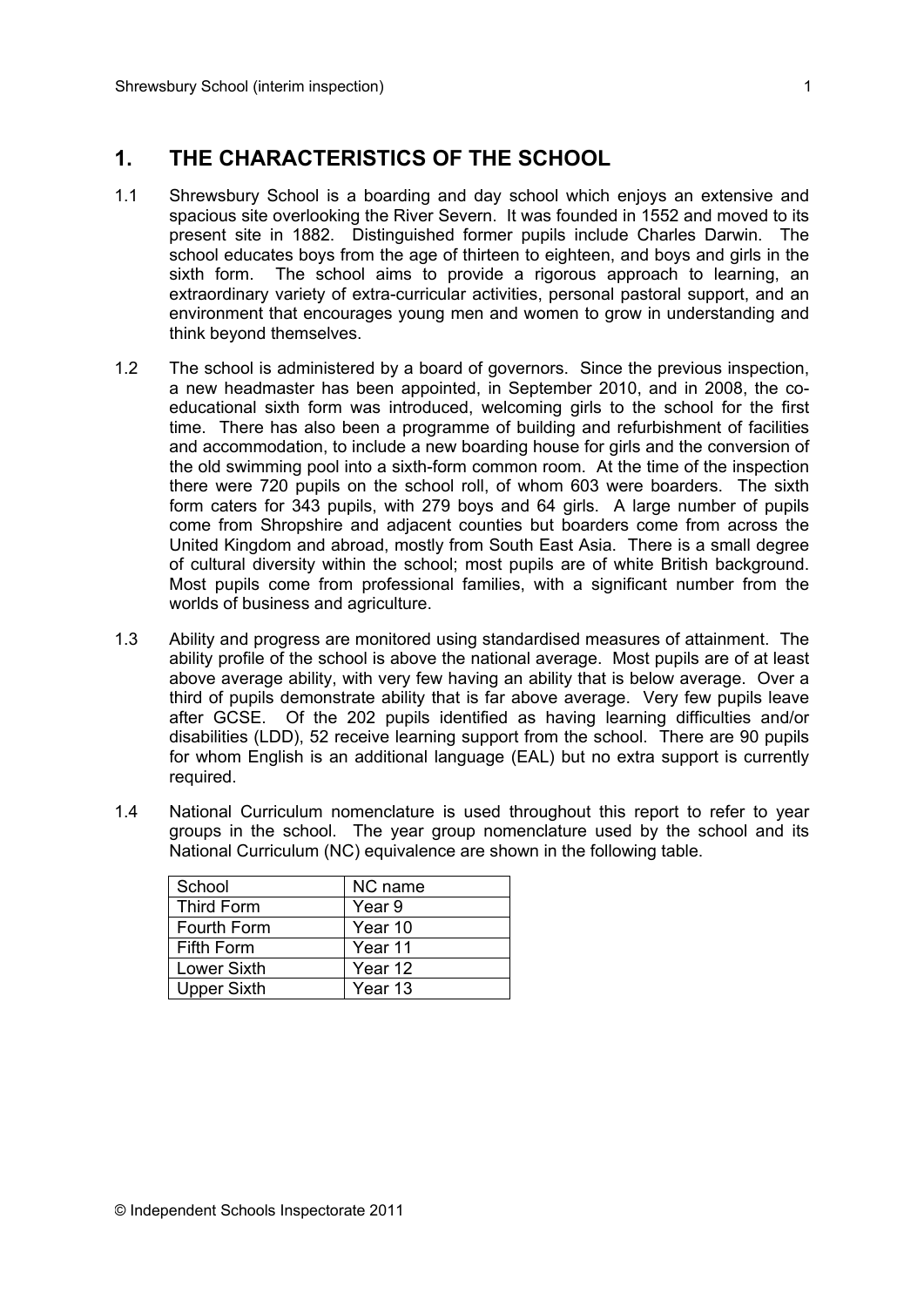# 1. THE CHARACTERISTICS OF THE SCHOOL

1.1 Shrewsbury School is a boarding and day school which enjoys an extensive and spacious site overlooking the River Severn. It was founded in 1552 and moved to its present site in 1882. Distinguished former pupils include Charles Darwin. The school educates boys from the age of thirteen to eighteen, and boys and girls in the sixth form. The school aims to provide a rigorous approach to learning, an extraordinary variety of extra-curricular activities, personal pastoral support, and an environment that encourages young men and women to grow in understanding and think beyond themselves.

1.2 The school is administered by a board of governors. Since the previous inspection, a new headmaster has been appointed, in September 2010, and in 2008, the co-educational sixth form was introduced, welcoming girls to the school for the first time. There has also been a programme of building and refurbishment of facilities and accommodation, to include a new boarding house for girls and the conversion of the old swimming pool into a sixth-form common room. At the time of the inspection there were 720 pupils on the school roll, of whom 603 were boarders. The sixth form caters for 343 pupils, with 279 boys and 64 girls. A large number of pupils come from Shropshire and adjacent counties but boarders come from across the United Kingdom and abroad, mostly from South East Asia. There is a small degree of cultural diversity within the school; most pupils are of white British background. Most pupils come from professional families, with a significant number from the worlds of business and agriculture.

1.3 Ability and progress are monitored using standardised measures of attainment. The ability profile of the school is above the national average. Most pupils are of at least above average ability, with very few having an ability that is below average. Over a third of pupils demonstrate ability that is far above average. Very few pupils leave after GCSE. Of the 202 pupils identified as having learning difficulties and/or disabilities (LDD), 52 receive learning support from the school. There are 90 pupils for whom English is an additional language (EAL) but no extra support is currently required.

1.4 National Curriculum nomenclature is used throughout this report to refer to year groups in the school. The year group nomenclature used by the school and its National Curriculum (NC) equivalence are shown in the following table.

| School | NC name |
|---|---|
| Third Form | Year 9 |
| Fourth Form | Year 10 |
| Fifth Form | Year 11 |
| Lower Sixth | Year 12 |
| Upper Sixth | Year 13 |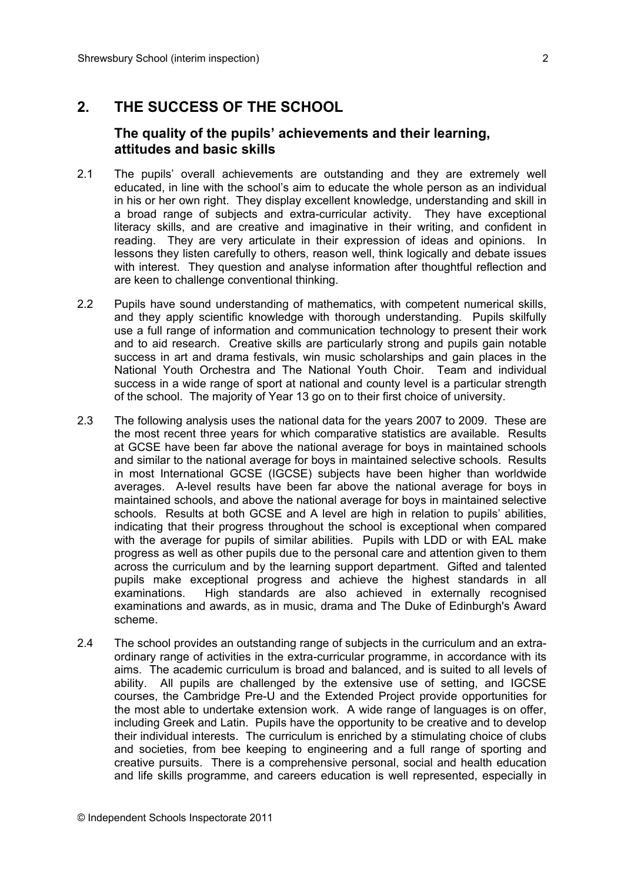## 2. THE SUCCESS OF THE SCHOOL

### The quality of the pupils' achievements and their learning, attitudes and basic skills

2.1 The pupils' overall achievements are outstanding and they are extremely well educated, in line with the school's aim to educate the whole person as an individual in his or her own right. They display excellent knowledge, understanding and skill in a broad range of subjects and extra-curricular activity. They have exceptional literacy skills, and are creative and imaginative in their writing, and confident in reading. They are very articulate in their expression of ideas and opinions. In lessons they listen carefully to others, reason well, think logically and debate issues with interest. They question and analyse information after thoughtful reflection and are keen to challenge conventional thinking.

2.2 Pupils have sound understanding of mathematics, with competent numerical skills, and they apply scientific knowledge with thorough understanding. Pupils skilfully use a full range of information and communication technology to present their work and to aid research. Creative skills are particularly strong and pupils gain notable success in art and drama festivals, win music scholarships and gain places in the National Youth Orchestra and The National Youth Choir. Team and individual success in a wide range of sport at national and county level is a particular strength of the school. The majority of Year 13 go on to their first choice of university.

2.3 The following analysis uses the national data for the years 2007 to 2009. These are the most recent three years for which comparative statistics are available. Results at GCSE have been far above the national average for boys in maintained schools and similar to the national average for boys in maintained selective schools. Results in most International GCSE (IGCSE) subjects have been higher than worldwide averages. A-level results have been far above the national average for boys in maintained schools, and above the national average for boys in maintained selective schools. Results at both GCSE and A level are high in relation to pupils' abilities, indicating that their progress throughout the school is exceptional when compared with the average for pupils of similar abilities. Pupils with LDD or with EAL make progress as well as other pupils due to the personal care and attention given to them across the curriculum and by the learning support department. Gifted and talented pupils make exceptional progress and achieve the highest standards in all examinations. High standards are also achieved in externally recognised examinations and awards, as in music, drama and The Duke of Edinburgh's Award scheme.

2.4 The school provides an outstanding range of subjects in the curriculum and an extra-ordinary range of activities in the extra-curricular programme, in accordance with its aims. The academic curriculum is broad and balanced, and is suited to all levels of ability. All pupils are challenged by the extensive use of setting, and IGCSE courses, the Cambridge Pre-U and the Extended Project provide opportunities for the most able to undertake extension work. A wide range of languages is on offer, including Greek and Latin. Pupils have the opportunity to be creative and to develop their individual interests. The curriculum is enriched by a stimulating choice of clubs and societies, from bee keeping to engineering and a full range of sporting and creative pursuits. There is a comprehensive personal, social and health education and life skills programme, and careers education is well represented, especially in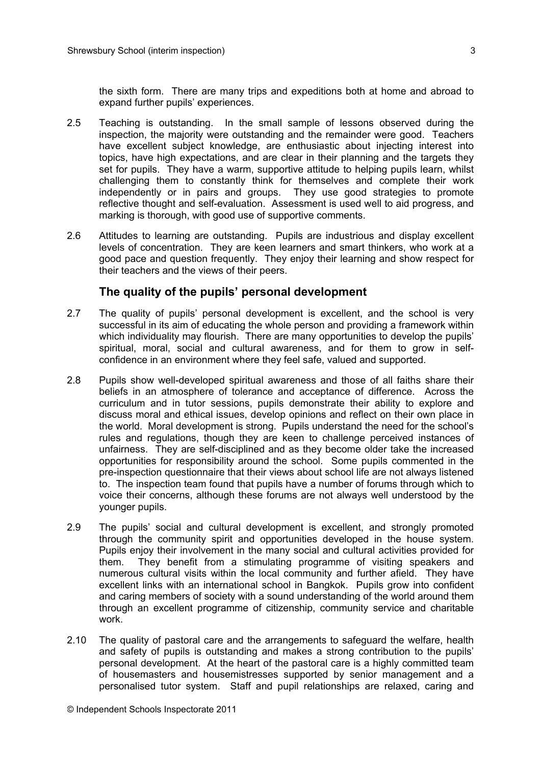the sixth form. There are many trips and expeditions both at home and abroad to expand further pupils' experiences.

2.5 Teaching is outstanding. In the small sample of lessons observed during the inspection, the majority were outstanding and the remainder were good. Teachers have excellent subject knowledge, are enthusiastic about injecting interest into topics, have high expectations, and are clear in their planning and the targets they set for pupils. They have a warm, supportive attitude to helping pupils learn, whilst challenging them to constantly think for themselves and complete their work independently or in pairs and groups. They use good strategies to promote reflective thought and self-evaluation. Assessment is used well to aid progress, and marking is thorough, with good use of supportive comments.

2.6 Attitudes to learning are outstanding. Pupils are industrious and display excellent levels of concentration. They are keen learners and smart thinkers, who work at a good pace and question frequently. They enjoy their learning and show respect for their teachers and the views of their peers.

## The quality of the pupils' personal development

2.7 The quality of pupils' personal development is excellent, and the school is very successful in its aim of educating the whole person and providing a framework within which individuality may flourish. There are many opportunities to develop the pupils' spiritual, moral, social and cultural awareness, and for them to grow in self-confidence in an environment where they feel safe, valued and supported.

2.8 Pupils show well-developed spiritual awareness and those of all faiths share their beliefs in an atmosphere of tolerance and acceptance of difference. Across the curriculum and in tutor sessions, pupils demonstrate their ability to explore and discuss moral and ethical issues, develop opinions and reflect on their own place in the world. Moral development is strong. Pupils understand the need for the school's rules and regulations, though they are keen to challenge perceived instances of unfairness. They are self-disciplined and as they become older take the increased opportunities for responsibility around the school. Some pupils commented in the pre-inspection questionnaire that their views about school life are not always listened to. The inspection team found that pupils have a number of forums through which to voice their concerns, although these forums are not always well understood by the younger pupils.

2.9 The pupils' social and cultural development is excellent, and strongly promoted through the community spirit and opportunities developed in the house system. Pupils enjoy their involvement in the many social and cultural activities provided for them. They benefit from a stimulating programme of visiting speakers and numerous cultural visits within the local community and further afield. They have excellent links with an international school in Bangkok. Pupils grow into confident and caring members of society with a sound understanding of the world around them through an excellent programme of citizenship, community service and charitable work.

2.10 The quality of pastoral care and the arrangements to safeguard the welfare, health and safety of pupils is outstanding and makes a strong contribution to the pupils' personal development. At the heart of the pastoral care is a highly committed team of housemasters and housemistresses supported by senior management and a personalised tutor system. Staff and pupil relationships are relaxed, caring and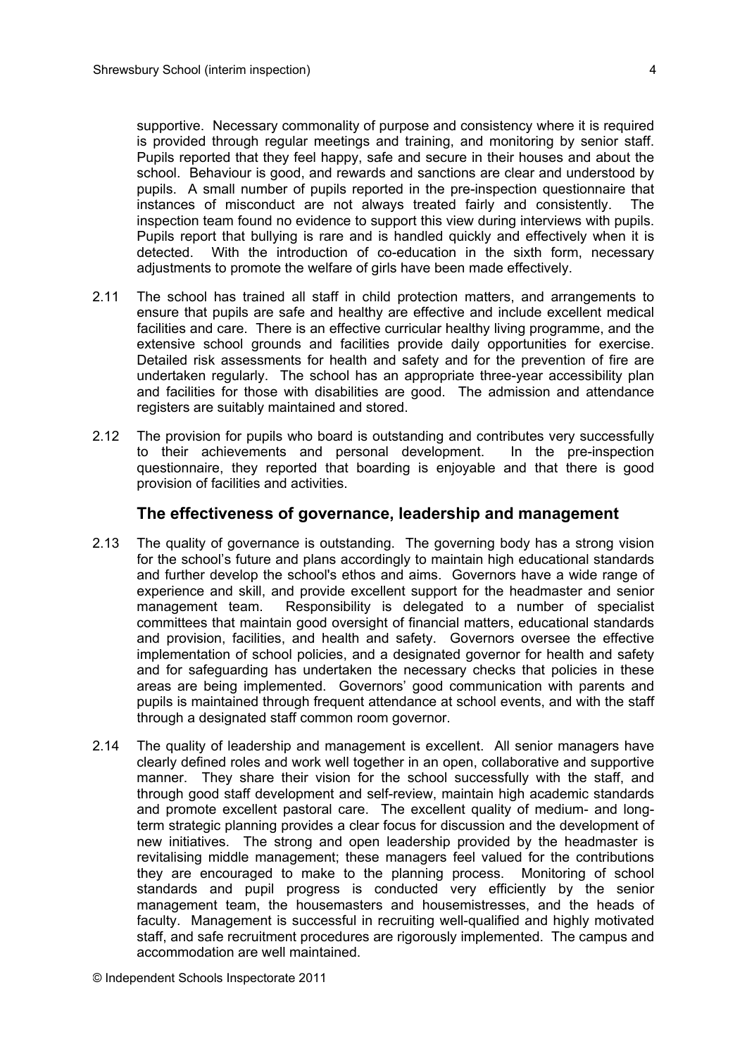supportive. Necessary commonality of purpose and consistency where it is required is provided through regular meetings and training, and monitoring by senior staff. Pupils reported that they feel happy, safe and secure in their houses and about the school. Behaviour is good, and rewards and sanctions are clear and understood by pupils. A small number of pupils reported in the pre-inspection questionnaire that instances of misconduct are not always treated fairly and consistently. The inspection team found no evidence to support this view during interviews with pupils. Pupils report that bullying is rare and is handled quickly and effectively when it is detected. With the introduction of co-education in the sixth form, necessary adjustments to promote the welfare of girls have been made effectively.

2.11 The school has trained all staff in child protection matters, and arrangements to ensure that pupils are safe and healthy are effective and include excellent medical facilities and care. There is an effective curricular healthy living programme, and the extensive school grounds and facilities provide daily opportunities for exercise. Detailed risk assessments for health and safety and for the prevention of fire are undertaken regularly. The school has an appropriate three-year accessibility plan and facilities for those with disabilities are good. The admission and attendance registers are suitably maintained and stored.

2.12 The provision for pupils who board is outstanding and contributes very successfully to their achievements and personal development. In the pre-inspection questionnaire, they reported that boarding is enjoyable and that there is good provision of facilities and activities.

## The effectiveness of governance, leadership and management

2.13 The quality of governance is outstanding. The governing body has a strong vision for the school's future and plans accordingly to maintain high educational standards and further develop the school's ethos and aims. Governors have a wide range of experience and skill, and provide excellent support for the headmaster and senior management team. Responsibility is delegated to a number of specialist committees that maintain good oversight of financial matters, educational standards and provision, facilities, and health and safety. Governors oversee the effective implementation of school policies, and a designated governor for health and safety and for safeguarding has undertaken the necessary checks that policies in these areas are being implemented. Governors' good communication with parents and pupils is maintained through frequent attendance at school events, and with the staff through a designated staff common room governor.

2.14 The quality of leadership and management is excellent. All senior managers have clearly defined roles and work well together in an open, collaborative and supportive manner. They share their vision for the school successfully with the staff, and through good staff development and self-review, maintain high academic standards and promote excellent pastoral care. The excellent quality of medium- and long-term strategic planning provides a clear focus for discussion and the development of new initiatives. The strong and open leadership provided by the headmaster is revitalising middle management; these managers feel valued for the contributions they are encouraged to make to the planning process. Monitoring of school standards and pupil progress is conducted very efficiently by the senior management team, the housemasters and housemistresses, and the heads of faculty. Management is successful in recruiting well-qualified and highly motivated staff, and safe recruitment procedures are rigorously implemented. The campus and accommodation are well maintained.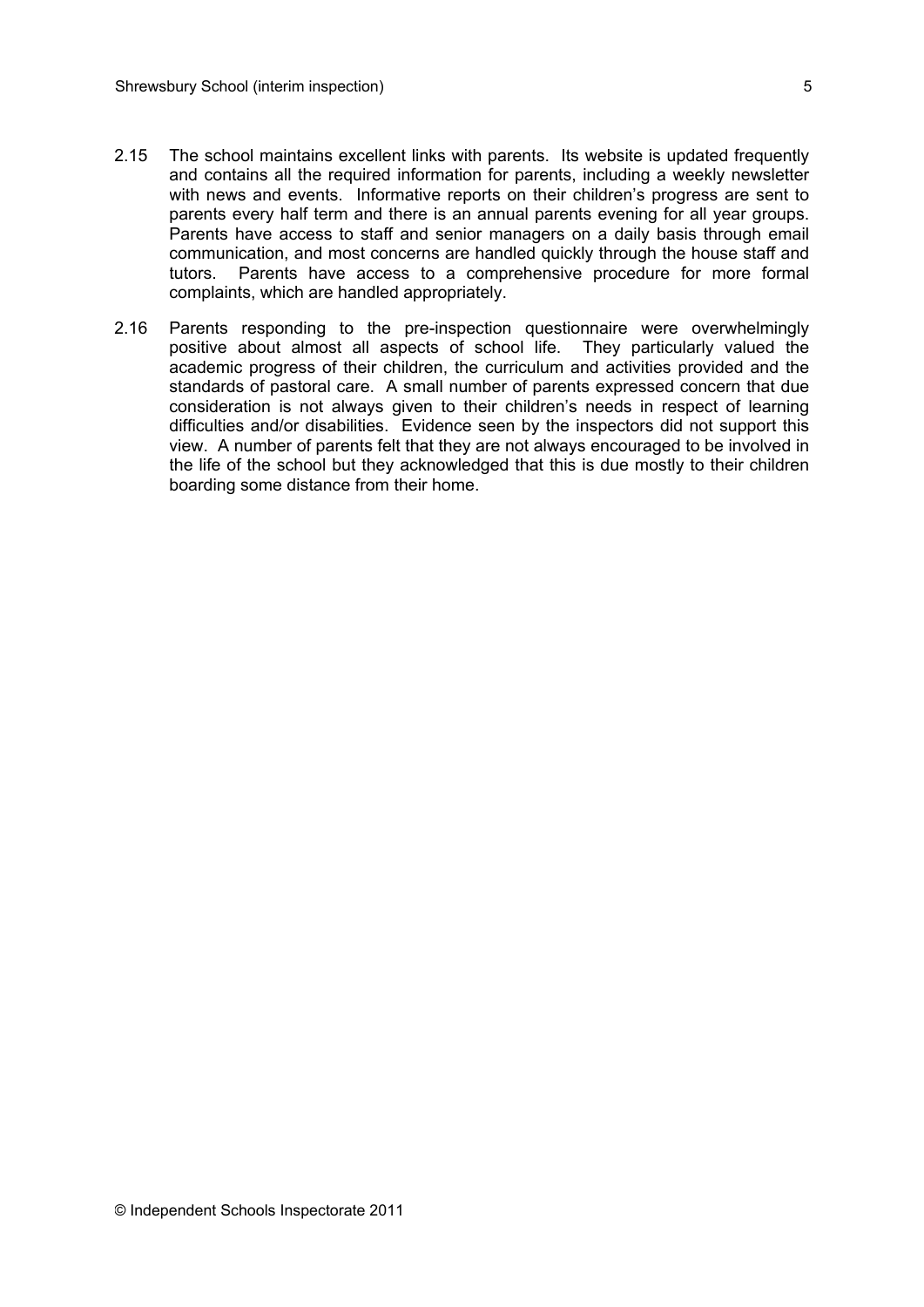2.15 The school maintains excellent links with parents. Its website is updated frequently and contains all the required information for parents, including a weekly newsletter with news and events. Informative reports on their children's progress are sent to parents every half term and there is an annual parents evening for all year groups. Parents have access to staff and senior managers on a daily basis through email communication, and most concerns are handled quickly through the house staff and tutors. Parents have access to a comprehensive procedure for more formal complaints, which are handled appropriately.

2.16 Parents responding to the pre-inspection questionnaire were overwhelmingly positive about almost all aspects of school life. They particularly valued the academic progress of their children, the curriculum and activities provided and the standards of pastoral care. A small number of parents expressed concern that due consideration is not always given to their children's needs in respect of learning difficulties and/or disabilities. Evidence seen by the inspectors did not support this view. A number of parents felt that they are not always encouraged to be involved in the life of the school but they acknowledged that this is due mostly to their children boarding some distance from their home.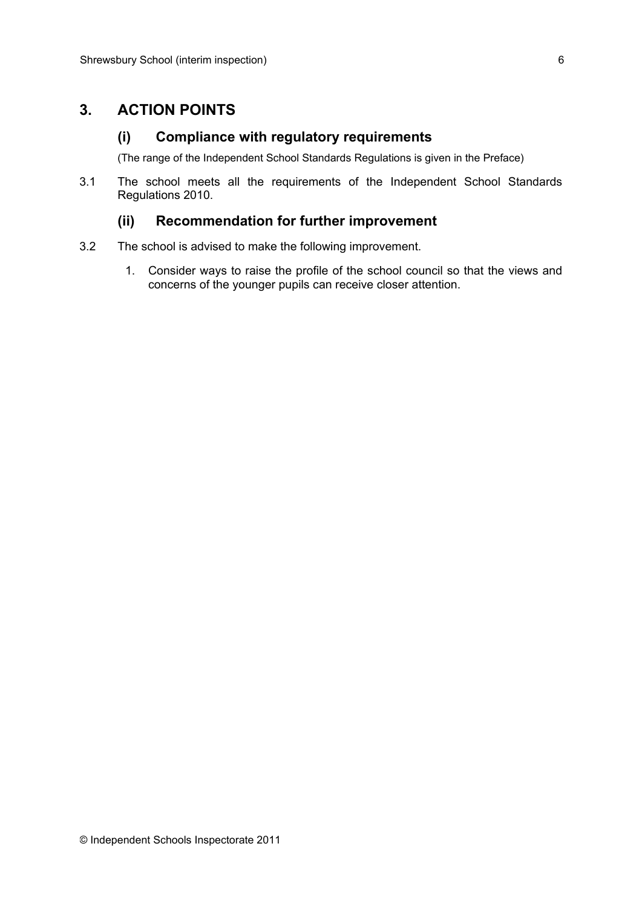## 3. ACTION POINTS

### (i) Compliance with regulatory requirements

(The range of the Independent School Standards Regulations is given in the Preface)

3.1 The school meets all the requirements of the Independent School Standards Regulations 2010.

### (ii) Recommendation for further improvement

3.2 The school is advised to make the following improvement.

1. Consider ways to raise the profile of the school council so that the views and concerns of the younger pupils can receive closer attention.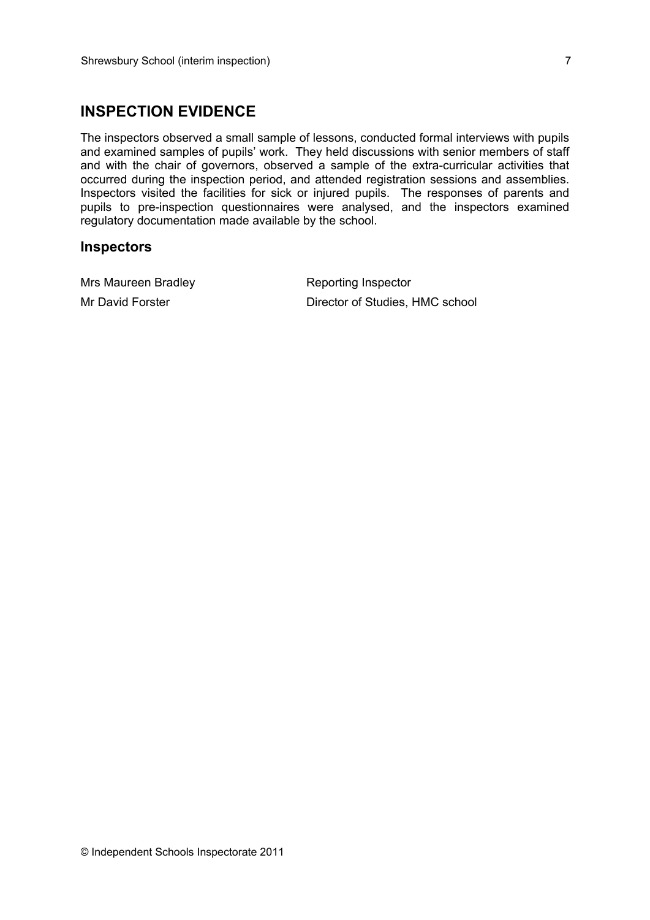## INSPECTION EVIDENCE

The inspectors observed a small sample of lessons, conducted formal interviews with pupils and examined samples of pupils' work. They held discussions with senior members of staff and with the chair of governors, observed a sample of the extra-curricular activities that occurred during the inspection period, and attended registration sessions and assemblies. Inspectors visited the facilities for sick or injured pupils. The responses of parents and pupils to pre-inspection questionnaires were analysed, and the inspectors examined regulatory documentation made available by the school.

### Inspectors

| | |
|---|---|
| Mrs Maureen Bradley | Reporting Inspector |
| Mr David Forster | Director of Studies, HMC school |

© Independent Schools Inspectorate 2011